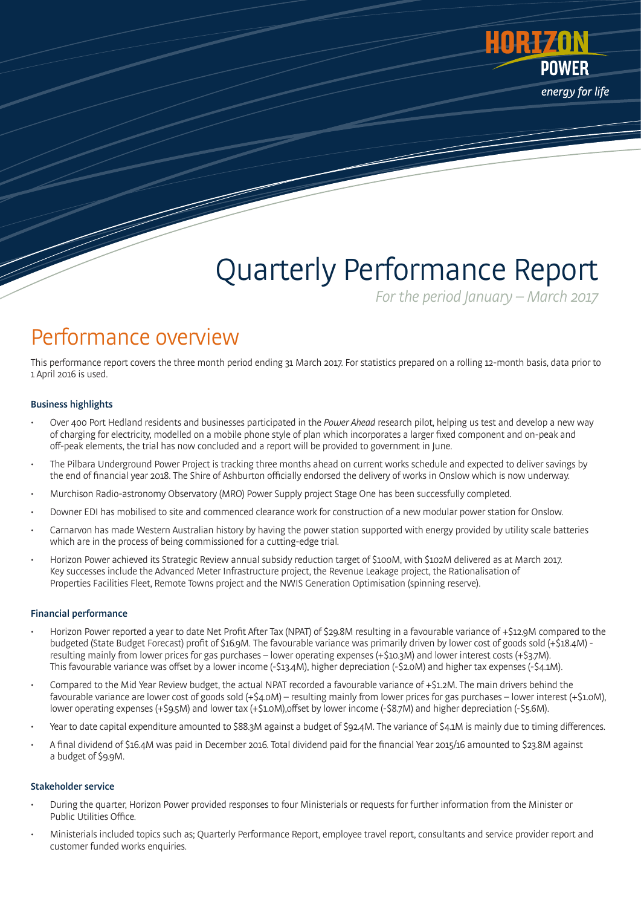HORIZON POWER

*energy for life*

# Quarterly Performance Report

*For the period January – March 2017*

## Performance overview

This performance report covers the three month period ending 31 March 2017. For statistics prepared on a rolling 12-month basis, data prior to 1 April 2016 is used.

### Business highlights

- Over 400 Port Hedland residents and businesses participated in the *Power Ahead* research pilot, helping us test and develop a new way of charging for electricity, modelled on a mobile phone style of plan which incorporates a larger fixed component and on-peak and off-peak elements, the trial has now concluded and a report will be provided to government in June.
- The Pilbara Underground Power Project is tracking three months ahead on current works schedule and expected to deliver savings by the end of financial year 2018. The Shire of Ashburton officially endorsed the delivery of works in Onslow which is now underway.
- Murchison Radio-astronomy Observatory (MRO) Power Supply project Stage One has been successfully completed.
- Downer EDI has mobilised to site and commenced clearance work for construction of a new modular power station for Onslow.
- Carnarvon has made Western Australian history by having the power station supported with energy provided by utility scale batteries which are in the process of being commissioned for a cutting-edge trial.
- Horizon Power achieved its Strategic Review annual subsidy reduction target of \$100M, with \$102M delivered as at March 2017. Key successes include the Advanced Meter Infrastructure project, the Revenue Leakage project, the Rationalisation of Properties Facilities Fleet, Remote Towns project and the NWIS Generation Optimisation (spinning reserve).

### Financial performance

- Horizon Power reported a year to date Net Profit After Tax (NPAT) of \$29.8M resulting in a favourable variance of +\$12.9M compared to the budgeted (State Budget Forecast) profit of \$16.9M. The favourable variance was primarily driven by lower cost of goods sold (+\$18.4M) - resulting mainly from lower prices for gas purchases – lower operating expenses (+\$10.3M) and lower interest costs (+\$3.7M). This favourable variance was offset by a lower income (-\$13.4M), higher depreciation (-\$2.0M) and higher tax expenses (-\$4.1M).
- Compared to the Mid Year Review budget, the actual NPAT recorded a favourable variance of +\$1.2M. The main drivers behind the favourable variance are lower cost of goods sold (+\$4.0M) – resulting mainly from lower prices for gas purchases – lower interest (+\$1.0M), lower operating expenses (+\$9.5M) and lower tax (+\$1.0M),offset by lower income (-\$8.7M) and higher depreciation (-\$5.6M).
- Year to date capital expenditure amounted to \$88.3M against a budget of \$92.4M. The variance of \$4.1M is mainly due to timing differences.
- A final dividend of \$16.4M was paid in December 2016. Total dividend paid for the financial Year 2015/16 amounted to \$23.8M against a budget of \$9.9M.

### Stakeholder service

- During the quarter, Horizon Power provided responses to four Ministerials or requests for further information from the Minister or Public Utilities Office.
- Ministerials included topics such as; Quarterly Performance Report, employee travel report, consultants and service provider report and customer funded works enquiries.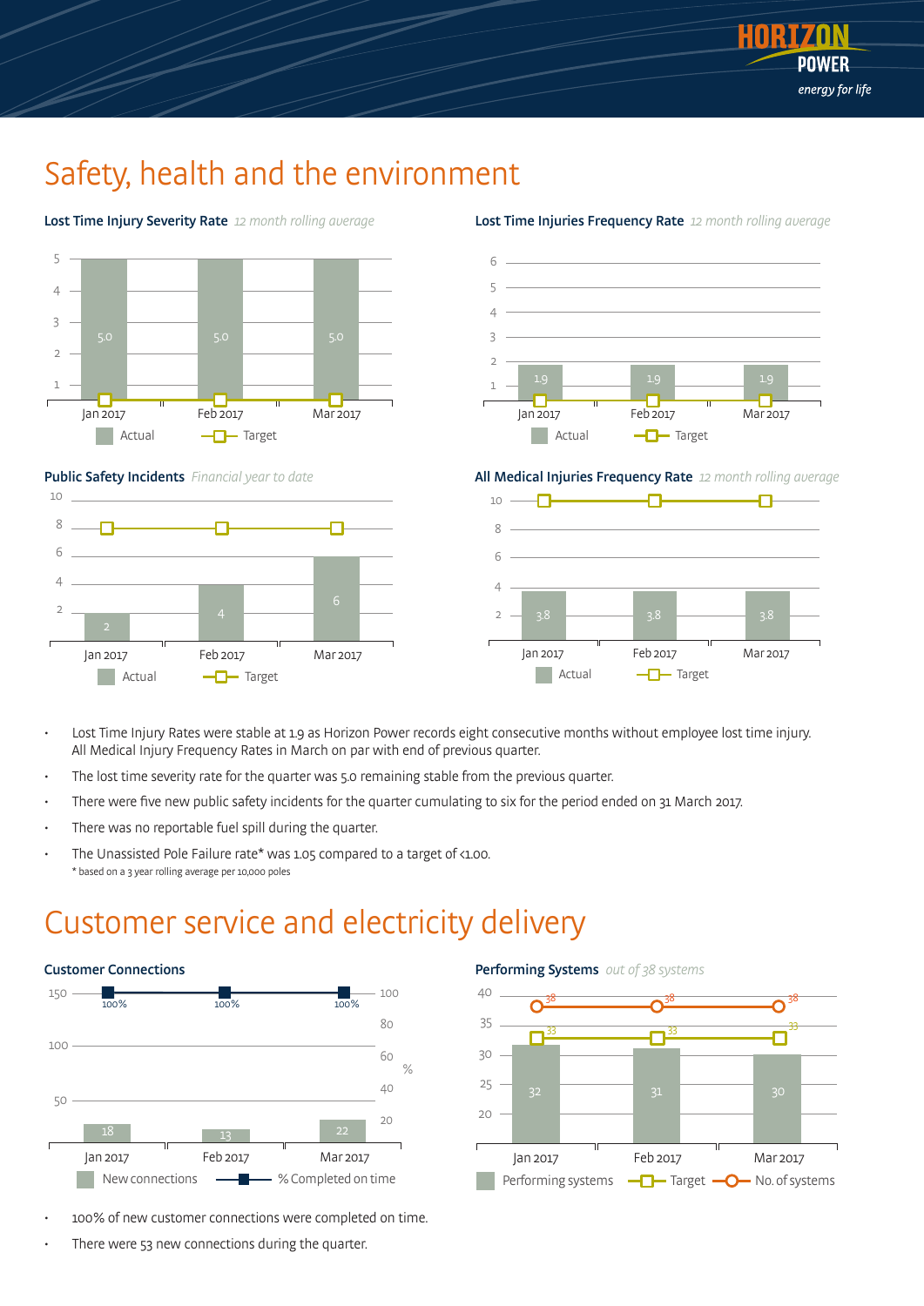# Safety, health and the environment

**Lost Time Injury Severity Rate** *12 month rolling average*

| | Jan 2017 | Feb 2017 | Mar 2017 |
|---|---|---|---|
| Actual | 5.0 | 5.0 | 5.0 |

**Lost Time Injuries Frequency Rate** *12 month rolling average*

| | Jan 2017 | Feb 2017 | Mar 2017 |
|---|---|---|---|
| Actual | 1.9 | 1.9 | 1.9 |

**Public Safety Incidents** *Financial year to date*

| | Jan 2017 | Feb 2017 | Mar 2017 |
|---|---|---|---|
| Actual | 2 | 4 | 6 |

**All Medical Injuries Frequency Rate** *12 month rolling average*

| | Jan 2017 | Feb 2017 | Mar 2017 |
|---|---|---|---|
| Actual | 3.8 | 3.8 | 3.8 |

- Lost Time Injury Rates were stable at 1.9 as Horizon Power records eight consecutive months without employee lost time injury. All Medical Injury Frequency Rates in March on par with end of previous quarter.
- The lost time severity rate for the quarter was 5.0 remaining stable from the previous quarter.
- There were five new public safety incidents for the quarter cumulating to six for the period ended on 31 March 2017.
- There was no reportable fuel spill during the quarter.
- The Unassisted Pole Failure rate* was 1.05 compared to a target of <1.00.

\* based on a 3 year rolling average per 10,000 poles

# Customer service and electricity delivery

**Customer Connections**

| | Jan 2017 | Feb 2017 | Mar 2017 |
|---|---|---|---|
| New connections | 18 | 13 | 22 |
| % Completed on time | 100% | 100% | 100% |

**Performing Systems** *out of 38 systems*

| | Jan 2017 | Feb 2017 | Mar 2017 |
|---|---|---|---|
| Performing systems | 32 | 31 | 30 |
| Target | 33 | 33 | 33 |
| No. of systems | 38 | 38 | 38 |

- 100% of new customer connections were completed on time.
- There were 53 new connections during the quarter.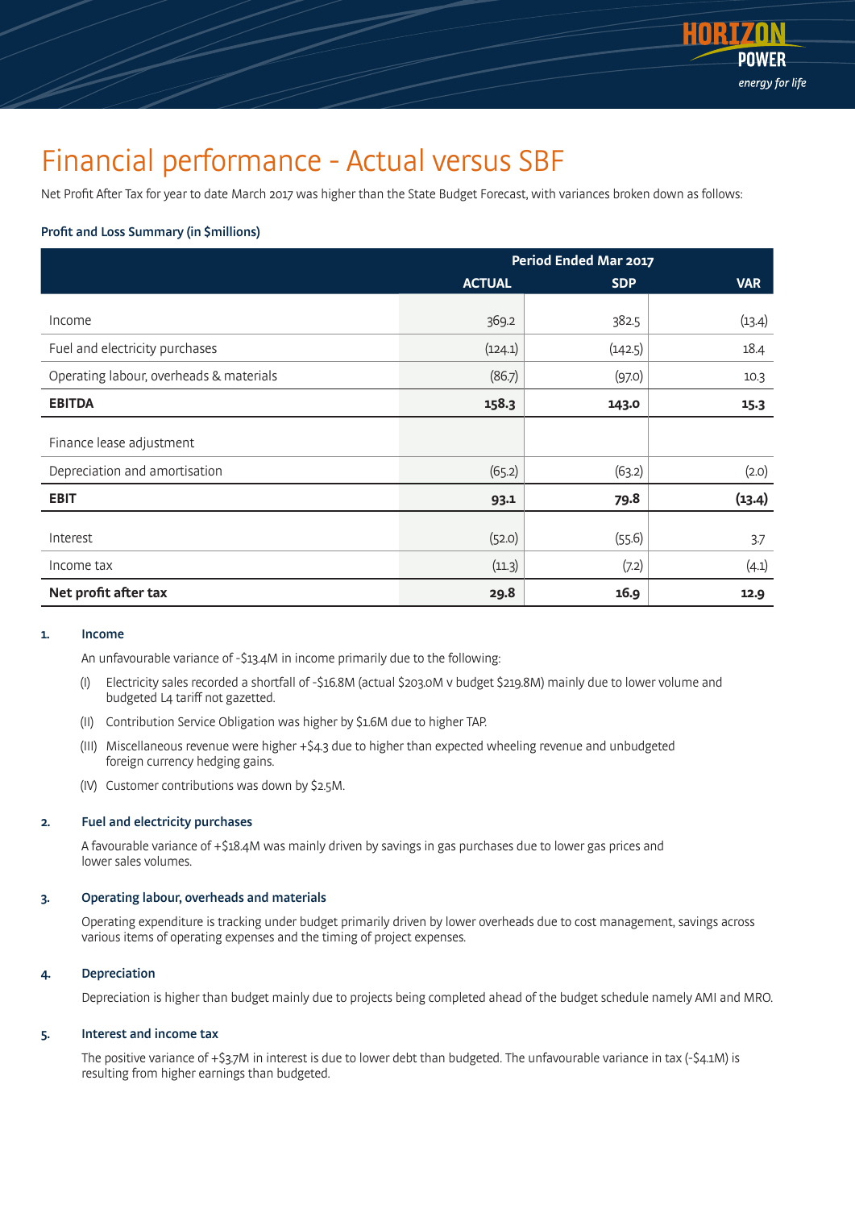# Financial performance - Actual versus SBF

Net Profit After Tax for year to date March 2017 was higher than the State Budget Forecast, with variances broken down as follows:

**Profit and Loss Summary (in $millions)**

| | Period Ended Mar 2017 | | |
|---|---|---|---|
| | **ACTUAL** | **SDP** | **VAR** |
| Income | 369.2 | 382.5 | (13.4) |
| Fuel and electricity purchases | (124.1) | (142.5) | 18.4 |
| Operating labour, overheads & materials | (86.7) | (97.0) | 10.3 |
| **EBITDA** | **158.3** | **143.0** | **15.3** |
| Finance lease adjustment | | | |
| Depreciation and amortisation | (65.2) | (63.2) | (2.0) |
| **EBIT** | **93.1** | **79.8** | **(13.4)** |
| Interest | (52.0) | (55.6) | 3.7 |
| Income tax | (11.3) | (7.2) | (4.1) |
| **Net profit after tax** | **29.8** | **16.9** | **12.9** |

### 1. Income

An unfavourable variance of -$13.4M in income primarily due to the following:

(I) Electricity sales recorded a shortfall of -$16.8M (actual $203.0M v budget $219.8M) mainly due to lower volume and budgeted L4 tariff not gazetted.

(II) Contribution Service Obligation was higher by $1.6M due to higher TAP.

(III) Miscellaneous revenue were higher +$4.3 due to higher than expected wheeling revenue and unbudgeted foreign currency hedging gains.

(IV) Customer contributions was down by $2.5M.

### 2. Fuel and electricity purchases

A favourable variance of +$18.4M was mainly driven by savings in gas purchases due to lower gas prices and lower sales volumes.

### 3. Operating labour, overheads and materials

Operating expenditure is tracking under budget primarily driven by lower overheads due to cost management, savings across various items of operating expenses and the timing of project expenses.

### 4. Depreciation

Depreciation is higher than budget mainly due to projects being completed ahead of the budget schedule namely AMI and MRO.

### 5. Interest and income tax

The positive variance of +$3.7M in interest is due to lower debt than budgeted. The unfavourable variance in tax (-$4.1M) is resulting from higher earnings than budgeted.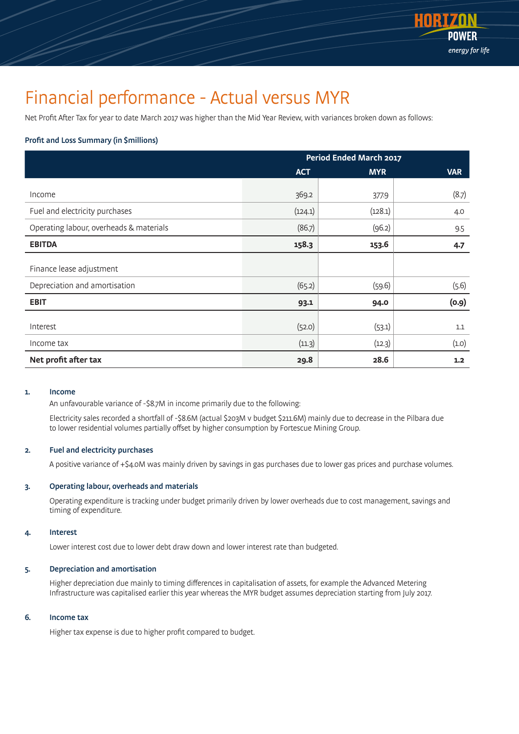# Financial performance - Actual versus MYR

Net Profit After Tax for year to date March 2017 was higher than the Mid Year Review, with variances broken down as follows:

### Profit and Loss Summary (in $millions)

| | Period Ended March 2017 | | |
|---|---|---|---|
| | ACT | MYR | VAR |
| Income | 369.2 | 377.9 | (8.7) |
| Fuel and electricity purchases | (124.1) | (128.1) | 4.0 |
| Operating labour, overheads & materials | (86.7) | (96.2) | 9.5 |
| **EBITDA** | **158.3** | **153.6** | **4.7** |
| Finance lease adjustment | | | |
| Depreciation and amortisation | (65.2) | (59.6) | (5.6) |
| **EBIT** | **93.1** | **94.0** | **(0.9)** |
| Interest | (52.0) | (53.1) | 1.1 |
| Income tax | (11.3) | (12.3) | (1.0) |
| **Net profit after tax** | **29.8** | **28.6** | **1.2** |

1. **Income**

   An unfavourable variance of -$8.7M in income primarily due to the following:

   Electricity sales recorded a shortfall of -$8.6M (actual $203M v budget $211.6M) mainly due to decrease in the Pilbara due to lower residential volumes partially offset by higher consumption by Fortescue Mining Group.

2. **Fuel and electricity purchases**

   A positive variance of +$4.0M was mainly driven by savings in gas purchases due to lower gas prices and purchase volumes.

3. **Operating labour, overheads and materials**

   Operating expenditure is tracking under budget primarily driven by lower overheads due to cost management, savings and timing of expenditure.

4. **Interest**

   Lower interest cost due to lower debt draw down and lower interest rate than budgeted.

5. **Depreciation and amortisation**

   Higher depreciation due mainly to timing differences in capitalisation of assets, for example the Advanced Metering Infrastructure was capitalised earlier this year whereas the MYR budget assumes depreciation starting from July 2017.

6. **Income tax**

   Higher tax expense is due to higher profit compared to budget.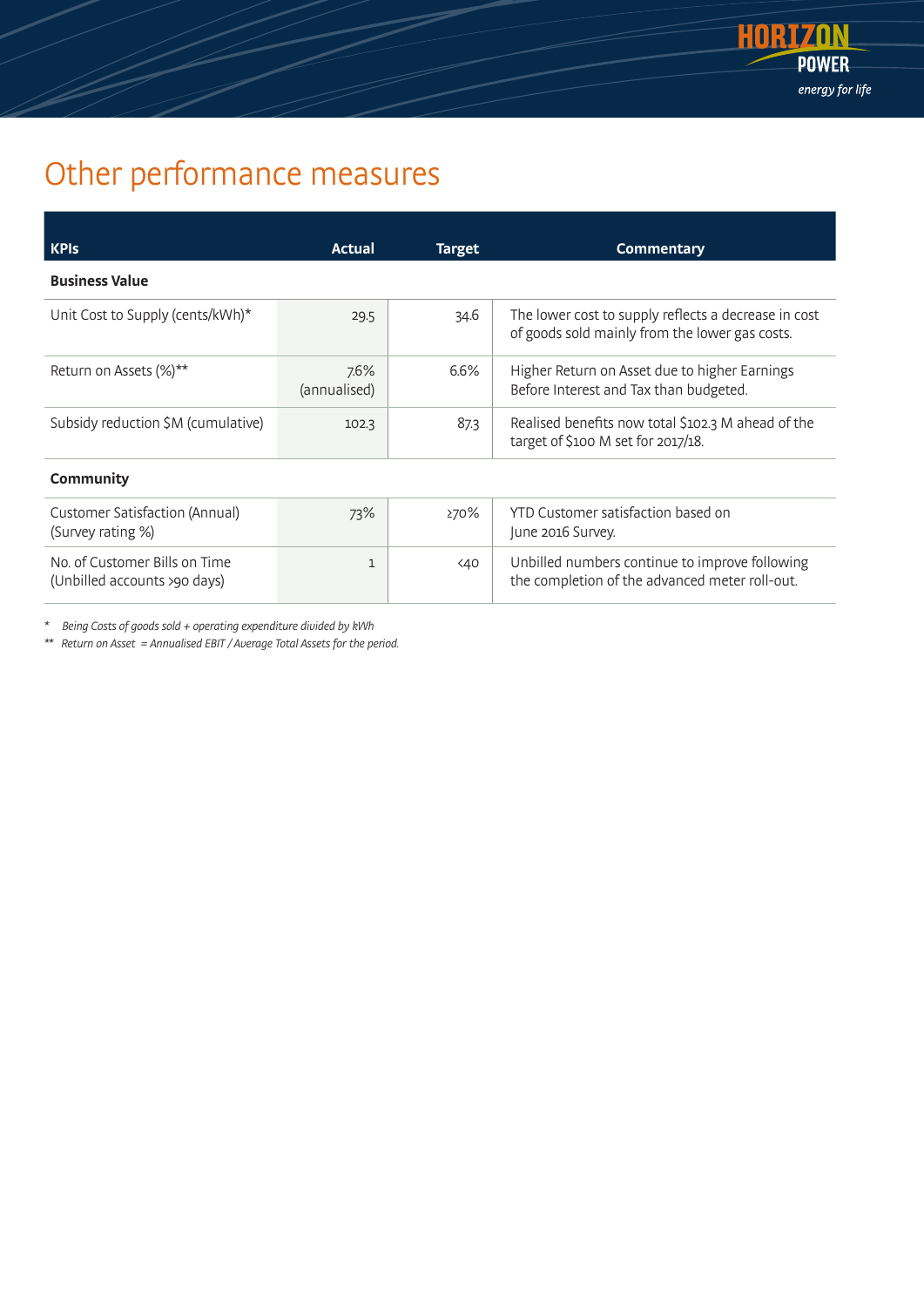# Other performance measures

| KPIs | Actual | Target | Commentary |
|---|---|---|---|
| **Business Value** | | | |
| Unit Cost to Supply (cents/kWh)* | 29.5 | 34.6 | The lower cost to supply reflects a decrease in cost of goods sold mainly from the lower gas costs. |
| Return on Assets (%)** | 7.6% (annualised) | 6.6% | Higher Return on Asset due to higher Earnings Before Interest and Tax than budgeted. |
| Subsidy reduction $M (cumulative) | 102.3 | 87.3 | Realised benefits now total $102.3 M ahead of the target of $100 M set for 2017/18. |
| **Community** | | | |
| Customer Satisfaction (Annual) (Survey rating %) | 73% | ≥70% | YTD Customer satisfaction based on June 2016 Survey. |
| No. of Customer Bills on Time (Unbilled accounts >90 days) | 1 | <40 | Unbilled numbers continue to improve following the completion of the advanced meter roll-out. |

\* *Being Costs of goods sold + operating expenditure divided by kWh*

\*\* *Return on Asset = Annualised EBIT / Average Total Assets for the period.*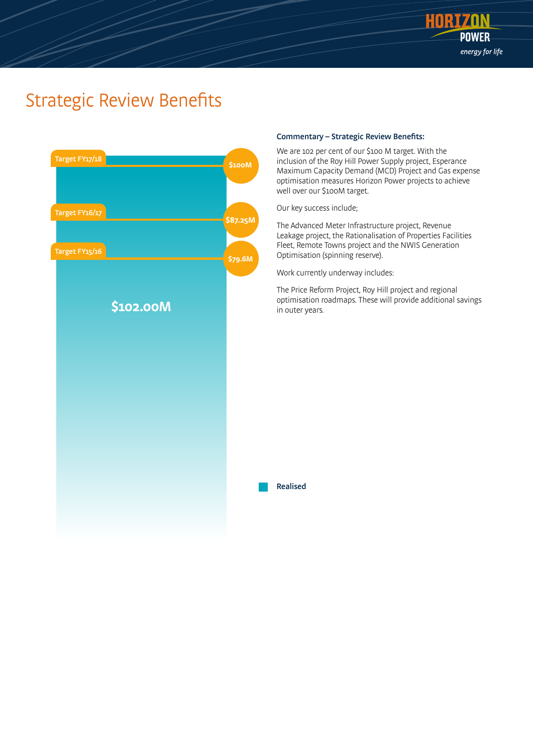# Strategic Review Benefits

Target FY17/18

$100M

Target FY16/17

$87.25M

Target FY15/16

$79.6M

$102.00M

Realised

**Commentary – Strategic Review Benefits:**

We are 102 per cent of our $100 M target. With the inclusion of the Roy Hill Power Supply project, Esperance Maximum Capacity Demand (MCD) Project and Gas expense optimisation measures Horizon Power projects to achieve well over our $100M target.

Our key success include;

The Advanced Meter Infrastructure project, Revenue Leakage project, the Rationalisation of Properties Facilities Fleet, Remote Towns project and the NWIS Generation Optimisation (spinning reserve).

Work currently underway includes:

The Price Reform Project, Roy Hill project and regional optimisation roadmaps. These will provide additional savings in outer years.